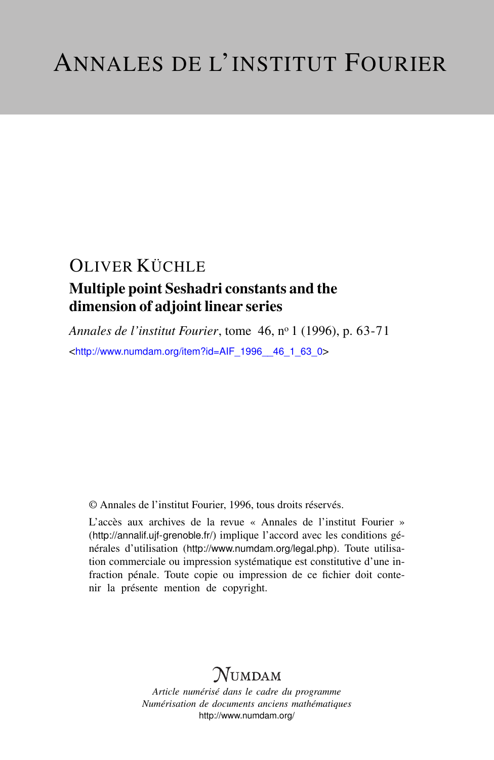# ANNALES DE L'INSTITUT FOURIER

OLIVER KÜCHLE

## Multiple point Seshadri constants and the dimension of adjoint linear series

*Annales de l'institut Fourier*, tome 46, nº 1 (1996), p. 63-71

<http://www.numdam.org/item?id=AIF_1996__46_1_63_0>

© Annales de l'institut Fourier, 1996, tous droits réservés.

L'accès aux archives de la revue « Annales de l'institut Fourier » (http://annalif.ujf-grenoble.fr/) implique l'accord avec les conditions générales d'utilisation (http://www.numdam.org/legal.php). Toute utilisation commerciale ou impression systématique est constitutive d'une infraction pénale. Toute copie ou impression de ce fichier doit contenir la présente mention de copyright.

NUMDAM

*Article numérisé dans le cadre du programme*
*Numérisation de documents anciens mathématiques*
http://www.numdam.org/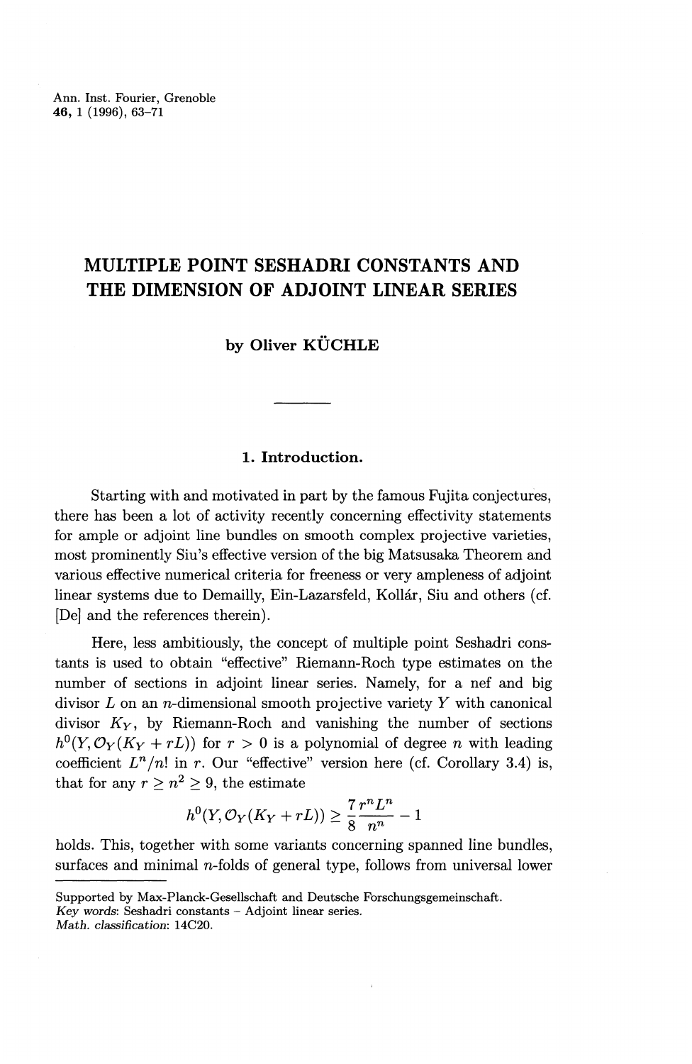# MULTIPLE POINT SESHADRI CONSTANTS AND THE DIMENSION OF ADJOINT LINEAR SERIES

**by Oliver KÜCHLE**

## 1. Introduction.

Starting with and motivated in part by the famous Fujita conjectures, there has been a lot of activity recently concerning effectivity statements for ample or adjoint line bundles on smooth complex projective varieties, most prominently Siu's effective version of the big Matsusaka Theorem and various effective numerical criteria for freeness or very ampleness of adjoint linear systems due to Demailly, Ein-Lazarsfeld, Kollár, Siu and others (cf. [De] and the references therein).

Here, less ambitiously, the concept of multiple point Seshadri constants is used to obtain "effective" Riemann-Roch type estimates on the number of sections in adjoint linear series. Namely, for a nef and big divisor $L$ on an $n$-dimensional smooth projective variety $Y$ with canonical divisor $K_Y$, by Riemann-Roch and vanishing the number of sections $h^0(Y, \mathcal{O}_Y(K_Y + rL))$ for $r > 0$ is a polynomial of degree $n$ with leading coefficient $L^n/n!$ in $r$. Our "effective" version here (cf. Corollary 3.4) is, that for any $r \geq n^2 \geq 9$, the estimate

$$h^0(Y, \mathcal{O}_Y(K_Y + rL)) \geq \frac{7}{8}\frac{r^n L^n}{n^n} - 1$$

holds. This, together with some variants concerning spanned line bundles, surfaces and minimal $n$-folds of general type, follows from universal lower

---

Supported by Max-Planck-Gesellschaft and Deutsche Forschungsgemeinschaft.
*Key words*: Seshadri constants – Adjoint linear series.
*Math. classification*: 14C20.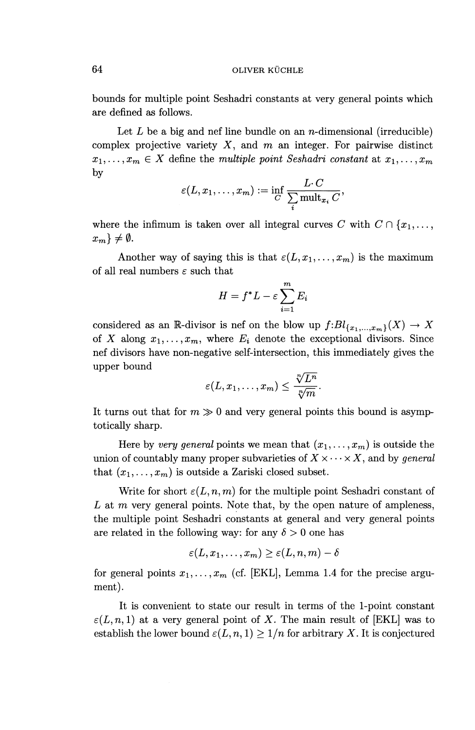bounds for multiple point Seshadri constants at very general points which are defined as follows.

Let $L$ be a big and nef line bundle on an $n$-dimensional (irreducible) complex projective variety $X$, and $m$ an integer. For pairwise distinct $x_1, \ldots, x_m \in X$ define the *multiple point Seshadri constant* at $x_1, \ldots, x_m$ by

$$\varepsilon(L, x_1, \ldots, x_m) := \inf_C \frac{L \cdot C}{\sum_i \operatorname{mult}_{x_i} C},$$

where the infimum is taken over all integral curves $C$ with $C \cap \{x_1, \ldots, x_m\} \neq \emptyset$.

Another way of saying this is that $\varepsilon(L, x_1, \ldots, x_m)$ is the maximum of all real numbers $\varepsilon$ such that

$$H = f^*L - \varepsilon \sum_{i=1}^{m} E_i$$

considered as an $\mathbb{R}$-divisor is nef on the blow up $f: Bl_{\{x_1,\ldots,x_m\}}(X) \to X$ of $X$ along $x_1, \ldots, x_m$, where $E_i$ denote the exceptional divisors. Since nef divisors have non-negative self-intersection, this immediately gives the upper bound

$$\varepsilon(L, x_1, \ldots, x_m) \leq \frac{\sqrt[n]{L^n}}{\sqrt[n]{m}}.$$

It turns out that for $m \gg 0$ and very general points this bound is asymptotically sharp.

Here by *very general* points we mean that $(x_1, \ldots, x_m)$ is outside the union of countably many proper subvarieties of $X \times \cdots \times X$, and by *general* that $(x_1, \ldots, x_m)$ is outside a Zariski closed subset.

Write for short $\varepsilon(L, n, m)$ for the multiple point Seshadri constant of $L$ at $m$ very general points. Note that, by the open nature of ampleness, the multiple point Seshadri constants at general and very general points are related in the following way: for any $\delta > 0$ one has

$$\varepsilon(L, x_1, \ldots, x_m) \geq \varepsilon(L, n, m) - \delta$$

for general points $x_1, \ldots, x_m$ (cf. [EKL], Lemma 1.4 for the precise argument).

It is convenient to state our result in terms of the 1-point constant $\varepsilon(L, n, 1)$ at a very general point of $X$. The main result of [EKL] was to establish the lower bound $\varepsilon(L, n, 1) \geq 1/n$ for arbitrary $X$. It is conjectured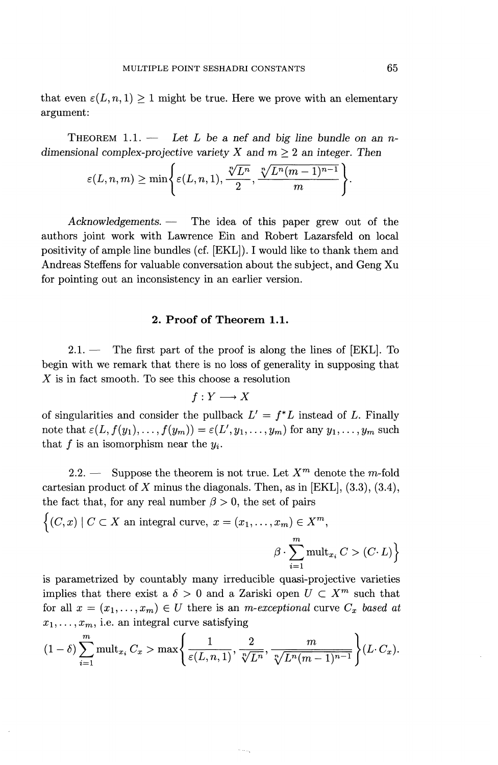that even $\varepsilon(L, n, 1) \geq 1$ might be true. Here we prove with an elementary argument:

THEOREM 1.1. — *Let $L$ be a nef and big line bundle on an $n$-dimensional complex-projective variety $X$ and $m \geq 2$ an integer. Then*

$$\varepsilon(L, n, m) \geq \min\left\{ \varepsilon(L, n, 1), \frac{\sqrt[n]{L^n}}{2}, \frac{\sqrt[n]{L^n(m-1)^{n-1}}}{m} \right\}.$$

*Acknowledgements.* — The idea of this paper grew out of the authors joint work with Lawrence Ein and Robert Lazarsfeld on local positivity of ample line bundles (cf. [EKL]). I would like to thank them and Andreas Steffens for valuable conversation about the subject, and Geng Xu for pointing out an inconsistency in an earlier version.

## 2. Proof of Theorem 1.1.

2.1. — The first part of the proof is along the lines of [EKL]. To begin with we remark that there is no loss of generality in supposing that $X$ is in fact smooth. To see this choose a resolution

$$f : Y \longrightarrow X$$

of singularities and consider the pullback $L' = f^*L$ instead of $L$. Finally note that $\varepsilon(L, f(y_1), \ldots, f(y_m)) = \varepsilon(L', y_1, \ldots, y_m)$ for any $y_1, \ldots, y_m$ such that $f$ is an isomorphism near the $y_i$.

2.2. — Suppose the theorem is not true. Let $X^m$ denote the $m$-fold cartesian product of $X$ minus the diagonals. Then, as in [EKL], (3.3), (3.4), the fact that, for any real number $\beta > 0$, the set of pairs

$$\left\{(C, x) \mid C \subset X \text{ an integral curve, } x = (x_1, \ldots, x_m) \in X^m, \quad \beta \cdot \sum_{i=1}^{m} \operatorname{mult}_{x_i} C > (C \cdot L)\right\}$$

is parametrized by countably many irreducible quasi-projective varieties implies that there exist a $\delta > 0$ and a Zariski open $U \subset X^m$ such that for all $x = (x_1, \ldots, x_m) \in U$ there is an *$m$-exceptional* curve $C_x$ *based at* $x_1, \ldots, x_m$, i.e. an integral curve satisfying

$$(1 - \delta) \sum_{i=1}^{m} \operatorname{mult}_{x_i} C_x > \max\left\{ \frac{1}{\varepsilon(L, n, 1)}, \frac{2}{\sqrt[n]{L^n}}, \frac{m}{\sqrt[n]{L^n(m-1)^{n-1}}} \right\} (L \cdot C_x).$$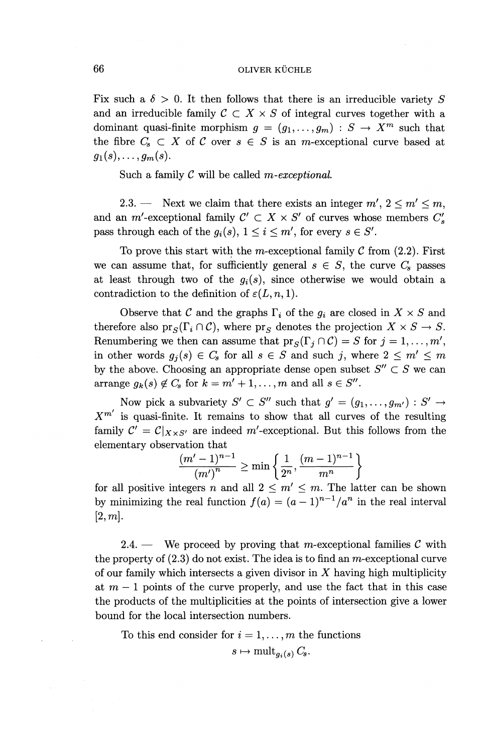Fix such a $\delta > 0$. It then follows that there is an irreducible variety $S$ and an irreducible family $\mathcal{C} \subset X \times S$ of integral curves together with a dominant quasi-finite morphism $g = (g_1, \ldots, g_m) : S \to X^m$ such that the fibre $C_s \subset X$ of $\mathcal{C}$ over $s \in S$ is an $m$-exceptional curve based at $g_1(s), \ldots, g_m(s)$.

Such a family $\mathcal{C}$ will be called *m-exceptional.*

2.3. — Next we claim that there exists an integer $m'$, $2 \leq m' \leq m$, and an $m'$-exceptional family $\mathcal{C}' \subset X \times S'$ of curves whose members $C'_s$ pass through each of the $g_i(s)$, $1 \leq i \leq m'$, for every $s \in S'$.

To prove this start with the $m$-exceptional family $\mathcal{C}$ from (2.2). First we can assume that, for sufficiently general $s \in S$, the curve $C_s$ passes at least through two of the $g_i(s)$, since otherwise we would obtain a contradiction to the definition of $\varepsilon(L, n, 1)$.

Observe that $\mathcal{C}$ and the graphs $\Gamma_i$ of the $g_i$ are closed in $X \times S$ and therefore also $\mathrm{pr}_S(\Gamma_i \cap \mathcal{C})$, where $\mathrm{pr}_S$ denotes the projection $X \times S \to S$. Renumbering we then can assume that $\mathrm{pr}_S(\Gamma_j \cap \mathcal{C}) = S$ for $j = 1, \ldots, m'$, in other words $g_j(s) \in C_s$ for all $s \in S$ and such $j$, where $2 \leq m' \leq m$ by the above. Choosing an appropriate dense open subset $S'' \subset S$ we can arrange $g_k(s) \notin C_s$ for $k = m' + 1, \ldots, m$ and all $s \in S''$.

Now pick a subvariety $S' \subset S''$ such that $g' = (g_1, \ldots, g_{m'}) : S' \to X^{m'}$ is quasi-finite. It remains to show that all curves of the resulting family $\mathcal{C}' = \mathcal{C}|_{X \times S'}$ are indeed $m'$-exceptional. But this follows from the elementary observation that

$$\frac{(m'-1)^{n-1}}{(m')^n} \geq \min\left\{\frac{1}{2^n}, \frac{(m-1)^{n-1}}{m^n}\right\}$$

for all positive integers $n$ and all $2 \leq m' \leq m$. The latter can be shown by minimizing the real function $f(a) = (a-1)^{n-1}/a^n$ in the real interval $[2, m]$.

2.4. — We proceed by proving that $m$-exceptional families $\mathcal{C}$ with the property of (2.3) do not exist. The idea is to find an $m$-exceptional curve of our family which intersects a given divisor in $X$ having high multiplicity at $m - 1$ points of the curve properly, and use the fact that in this case the products of the multiplicities at the points of intersection give a lower bound for the local intersection numbers.

To this end consider for $i = 1, \ldots, m$ the functions

$$s \mapsto \mathrm{mult}_{g_i(s)} C_s.$$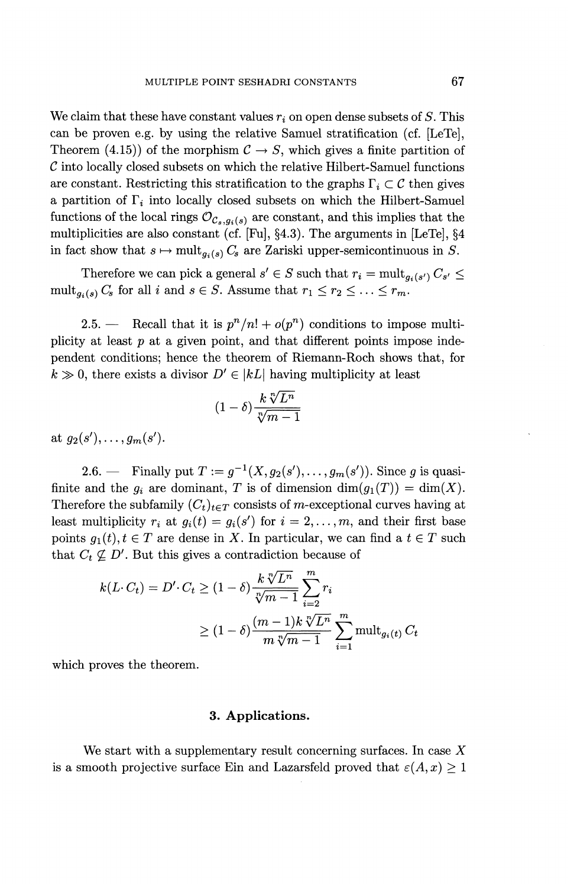We claim that these have constant values $r_i$ on open dense subsets of $S$. This can be proven e.g. by using the relative Samuel stratification (cf. [LeTe], Theorem (4.15)) of the morphism $\mathcal{C} \to S$, which gives a finite partition of $\mathcal{C}$ into locally closed subsets on which the relative Hilbert-Samuel functions are constant. Restricting this stratification to the graphs $\Gamma_i \subset \mathcal{C}$ then gives a partition of $\Gamma_i$ into locally closed subsets on which the Hilbert-Samuel functions of the local rings $\mathcal{O}_{C_s, g_i(s)}$ are constant, and this implies that the multiplicities are also constant (cf. [Fu], §4.3). The arguments in [LeTe], §4 in fact show that $s \mapsto \operatorname{mult}_{g_i(s)} C_s$ are Zariski upper-semicontinuous in $S$.

Therefore we can pick a general $s' \in S$ such that $r_i = \operatorname{mult}_{g_i(s')} C_{s'} \leq \operatorname{mult}_{g_i(s)} C_s$ for all $i$ and $s \in S$. Assume that $r_1 \leq r_2 \leq \ldots \leq r_m$.

2.5. — Recall that it is $p^n/n! + o(p^n)$ conditions to impose multiplicity at least $p$ at a given point, and that different points impose independent conditions; hence the theorem of Riemann-Roch shows that, for $k \gg 0$, there exists a divisor $D' \in |kL|$ having multiplicity at least

$$(1-\delta)\frac{k\sqrt[n]{L^n}}{\sqrt[n]{m-1}}$$

at $g_2(s'), \ldots, g_m(s')$.

2.6. — Finally put $T := g^{-1}(X, g_2(s'), \ldots, g_m(s'))$. Since $g$ is quasi-finite and the $g_i$ are dominant, $T$ is of dimension $\dim(g_1(T)) = \dim(X)$. Therefore the subfamily $(C_t)_{t \in T}$ consists of $m$-exceptional curves having at least multiplicity $r_i$ at $g_i(t) = g_i(s')$ for $i = 2, \ldots, m$, and their first base points $g_1(t), t \in T$ are dense in $X$. In particular, we can find a $t \in T$ such that $C_t \not\subseteq D'$. But this gives a contradiction because of

$$\begin{aligned} k(L \cdot C_t) = D' \cdot C_t &\geq (1-\delta)\frac{k\sqrt[n]{L^n}}{\sqrt[n]{m-1}} \sum_{i=2}^{m} r_i \\ &\geq (1-\delta)\frac{(m-1)k\sqrt[n]{L^n}}{m\sqrt[n]{m-1}} \sum_{i=1}^{m} \operatorname{mult}_{g_i(t)} C_t \end{aligned}$$

which proves the theorem.

## 3. Applications.

We start with a supplementary result concerning surfaces. In case $X$ is a smooth projective surface Ein and Lazarsfeld proved that $\varepsilon(A, x) \geq 1$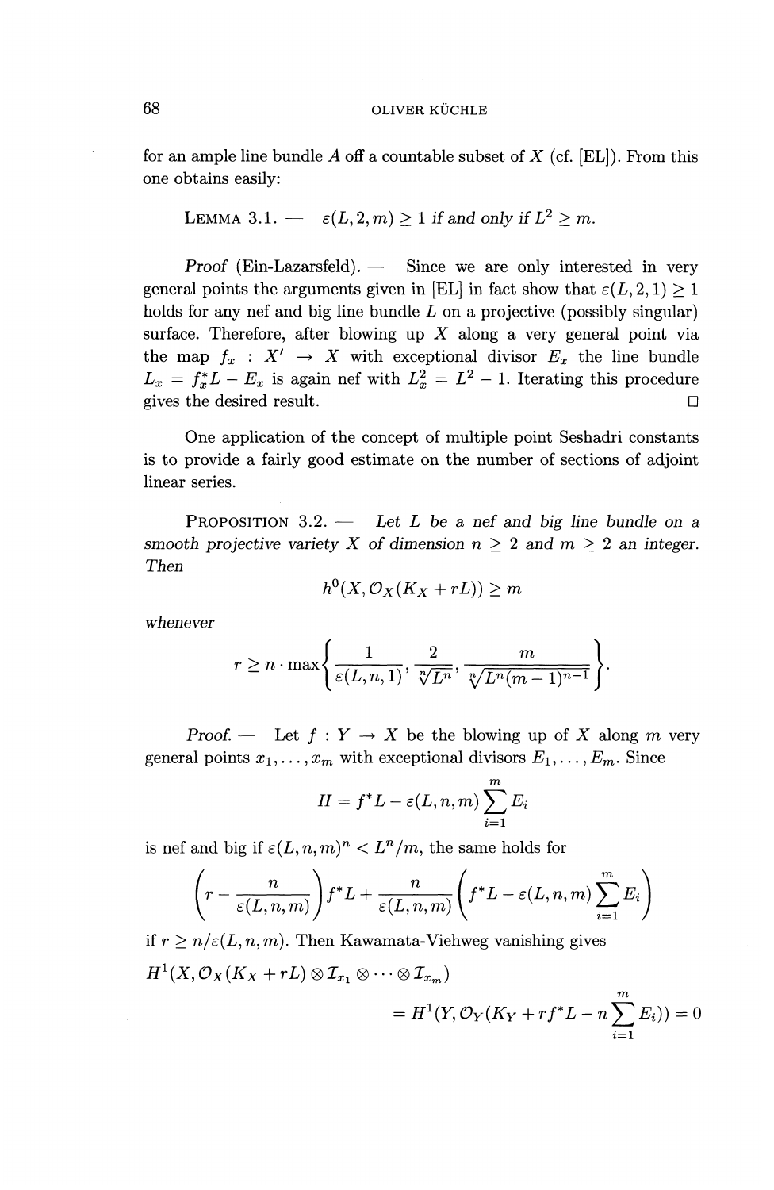for an ample line bundle $A$ off a countable subset of $X$ (cf. [EL]). From this one obtains easily:

LEMMA 3.1. — *$\varepsilon(L, 2, m) \geq 1$ if and only if $L^2 \geq m$.*

*Proof* (Ein-Lazarsfeld). — Since we are only interested in very general points the arguments given in [EL] in fact show that $\varepsilon(L, 2, 1) \geq 1$ holds for any nef and big line bundle $L$ on a projective (possibly singular) surface. Therefore, after blowing up $X$ along a very general point via the map $f_x : X' \to X$ with exceptional divisor $E_x$ the line bundle $L_x = f_x^* L - E_x$ is again nef with $L_x^2 = L^2 - 1$. Iterating this procedure gives the desired result. □

One application of the concept of multiple point Seshadri constants is to provide a fairly good estimate on the number of sections of adjoint linear series.

PROPOSITION 3.2. — *Let $L$ be a nef and big line bundle on a smooth projective variety $X$ of dimension $n \geq 2$ and $m \geq 2$ an integer. Then*

$$h^0(X, \mathcal{O}_X(K_X + rL)) \geq m$$

*whenever*

$$r \geq n \cdot \max\left\{ \frac{1}{\varepsilon(L, n, 1)}, \frac{2}{\sqrt[n]{L^n}}, \frac{m}{\sqrt[n]{L^n (m-1)^{n-1}}} \right\}.$$

*Proof.* — Let $f : Y \to X$ be the blowing up of $X$ along $m$ very general points $x_1, \ldots, x_m$ with exceptional divisors $E_1, \ldots, E_m$. Since

$$H = f^* L - \varepsilon(L, n, m) \sum_{i=1}^{m} E_i$$

is nef and big if $\varepsilon(L, n, m)^n < L^n / m$, the same holds for

$$\left( r - \frac{n}{\varepsilon(L, n, m)} \right) f^* L + \frac{n}{\varepsilon(L, n, m)} \left( f^* L - \varepsilon(L, n, m) \sum_{i=1}^{m} E_i \right)$$

if $r \geq n / \varepsilon(L, n, m)$. Then Kawamata-Viehweg vanishing gives

$$H^1(X, \mathcal{O}_X(K_X + rL) \otimes \mathcal{I}_{x_1} \otimes \cdots \otimes \mathcal{I}_{x_m}) = H^1(Y, \mathcal{O}_Y(K_Y + r f^* L - n \sum_{i=1}^{m} E_i)) = 0$$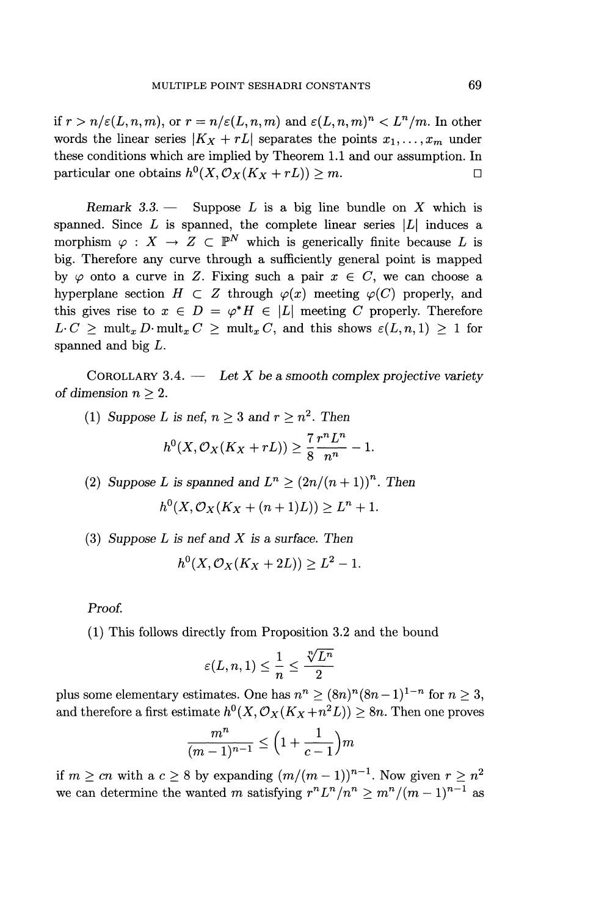if $r > n/\varepsilon(L,n,m)$, or $r = n/\varepsilon(L,n,m)$ and $\varepsilon(L,n,m)^n < L^n/m$. In other words the linear series $|K_X + rL|$ separates the points $x_1, \ldots, x_m$ under these conditions which are implied by Theorem 1.1 and our assumption. In particular one obtains $h^0(X, \mathcal{O}_X(K_X + rL)) \geq m$. □

*Remark 3.3.* — Suppose $L$ is a big line bundle on $X$ which is spanned. Since $L$ is spanned, the complete linear series $|L|$ induces a morphism $\varphi : X \to Z \subset \mathbb{P}^N$ which is generically finite because $L$ is big. Therefore any curve through a sufficiently general point is mapped by $\varphi$ onto a curve in $Z$. Fixing such a pair $x \in C$, we can choose a hyperplane section $H \subset Z$ through $\varphi(x)$ meeting $\varphi(C)$ properly, and this gives rise to $x \in D = \varphi^* H \in |L|$ meeting $C$ properly. Therefore $L \cdot C \geq \operatorname{mult}_x D \cdot \operatorname{mult}_x C \geq \operatorname{mult}_x C$, and this shows $\varepsilon(L,n,1) \geq 1$ for spanned and big $L$.

COROLLARY 3.4. — *Let $X$ be a smooth complex projective variety of dimension $n \geq 2$.*

(1) *Suppose $L$ is nef, $n \geq 3$ and $r \geq n^2$. Then*
$$h^0(X, \mathcal{O}_X(K_X + rL)) \geq \frac{7}{8} \frac{r^n L^n}{n^n} - 1.$$

(2) *Suppose $L$ is spanned and $L^n \geq (2n/(n+1))^n$. Then*
$$h^0(X, \mathcal{O}_X(K_X + (n+1)L)) \geq L^n + 1.$$

(3) *Suppose $L$ is nef and $X$ is a surface. Then*
$$h^0(X, \mathcal{O}_X(K_X + 2L)) \geq L^2 - 1.$$

*Proof.*

(1) This follows directly from Proposition 3.2 and the bound
$$\varepsilon(L,n,1) \leq \frac{1}{n} \leq \frac{\sqrt[n]{L^n}}{2}$$
plus some elementary estimates. One has $n^n \geq (8n)^n (8n-1)^{1-n}$ for $n \geq 3$, and therefore a first estimate $h^0(X, \mathcal{O}_X(K_X + n^2 L)) \geq 8n$. Then one proves
$$\frac{m^n}{(m-1)^{n-1}} \leq \left(1 + \frac{1}{c-1}\right) m$$
if $m \geq cn$ with a $c \geq 8$ by expanding $(m/(m-1))^{n-1}$. Now given $r \geq n^2$ we can determine the wanted $m$ satisfying $r^n L^n / n^n \geq m^n/(m-1)^{n-1}$ as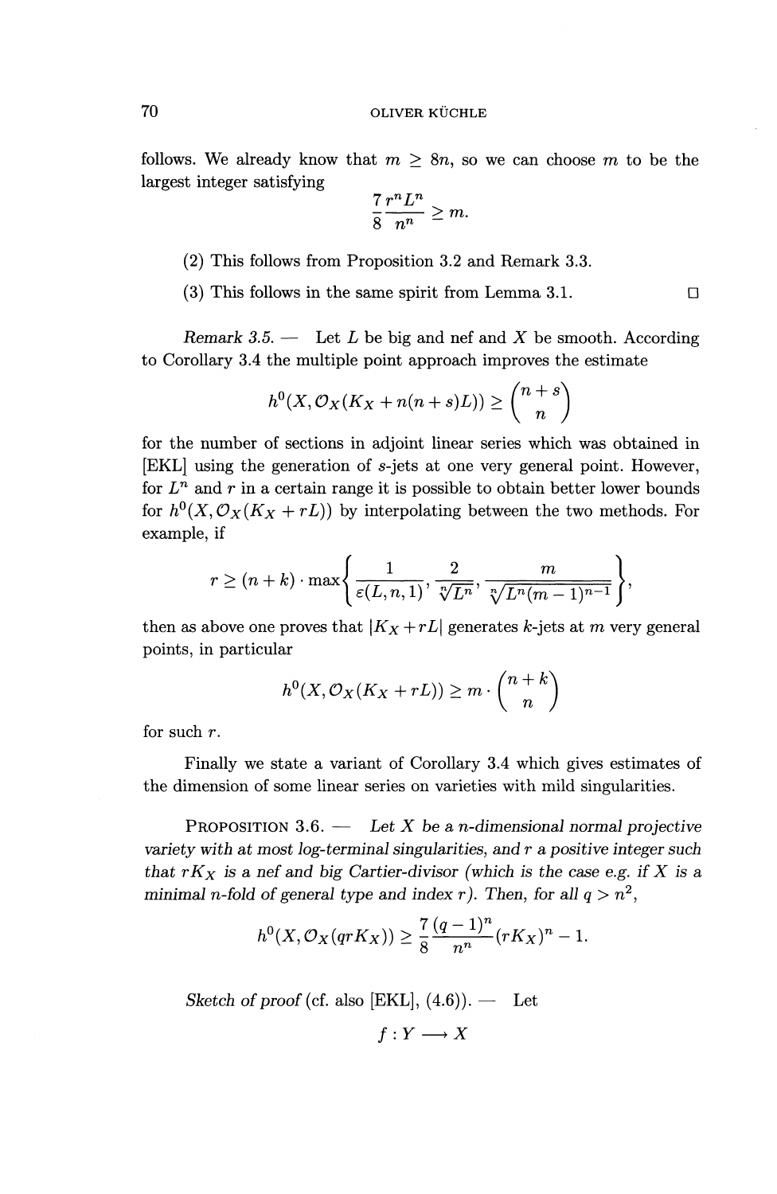follows. We already know that $m \geq 8n$, so we can choose $m$ to be the largest integer satisfying

$$\frac{7}{8}\frac{r^n L^n}{n^n} \geq m.$$

(2) This follows from Proposition 3.2 and Remark 3.3.

(3) This follows in the same spirit from Lemma 3.1. □

*Remark 3.5.* — Let $L$ be big and nef and $X$ be smooth. According to Corollary 3.4 the multiple point approach improves the estimate

$$h^0(X, \mathcal{O}_X(K_X + n(n+s)L)) \geq \binom{n+s}{n}$$

for the number of sections in adjoint linear series which was obtained in [EKL] using the generation of $s$-jets at one very general point. However, for $L^n$ and $r$ in a certain range it is possible to obtain better lower bounds for $h^0(X, \mathcal{O}_X(K_X + rL))$ by interpolating between the two methods. For example, if

$$r \geq (n+k) \cdot \max\left\{ \frac{1}{\varepsilon(L, n, 1)}, \frac{2}{\sqrt[n]{L^n}}, \frac{m}{\sqrt[n]{L^n(m-1)^{n-1}}} \right\},$$

then as above one proves that $|K_X + rL|$ generates $k$-jets at $m$ very general points, in particular

$$h^0(X, \mathcal{O}_X(K_X + rL)) \geq m \cdot \binom{n+k}{n}$$

for such $r$.

Finally we state a variant of Corollary 3.4 which gives estimates of the dimension of some linear series on varieties with mild singularities.

PROPOSITION 3.6. — *Let $X$ be a $n$-dimensional normal projective variety with at most log-terminal singularities, and $r$ a positive integer such that $rK_X$ is a nef and big Cartier-divisor (which is the case e.g. if $X$ is a minimal $n$-fold of general type and index $r$). Then, for all $q > n^2$,*

$$h^0(X, \mathcal{O}_X(qrK_X)) \geq \frac{7}{8}\frac{(q-1)^n}{n^n}(rK_X)^n - 1.$$

*Sketch of proof* (cf. also [EKL], (4.6)). — Let

$$f : Y \longrightarrow X$$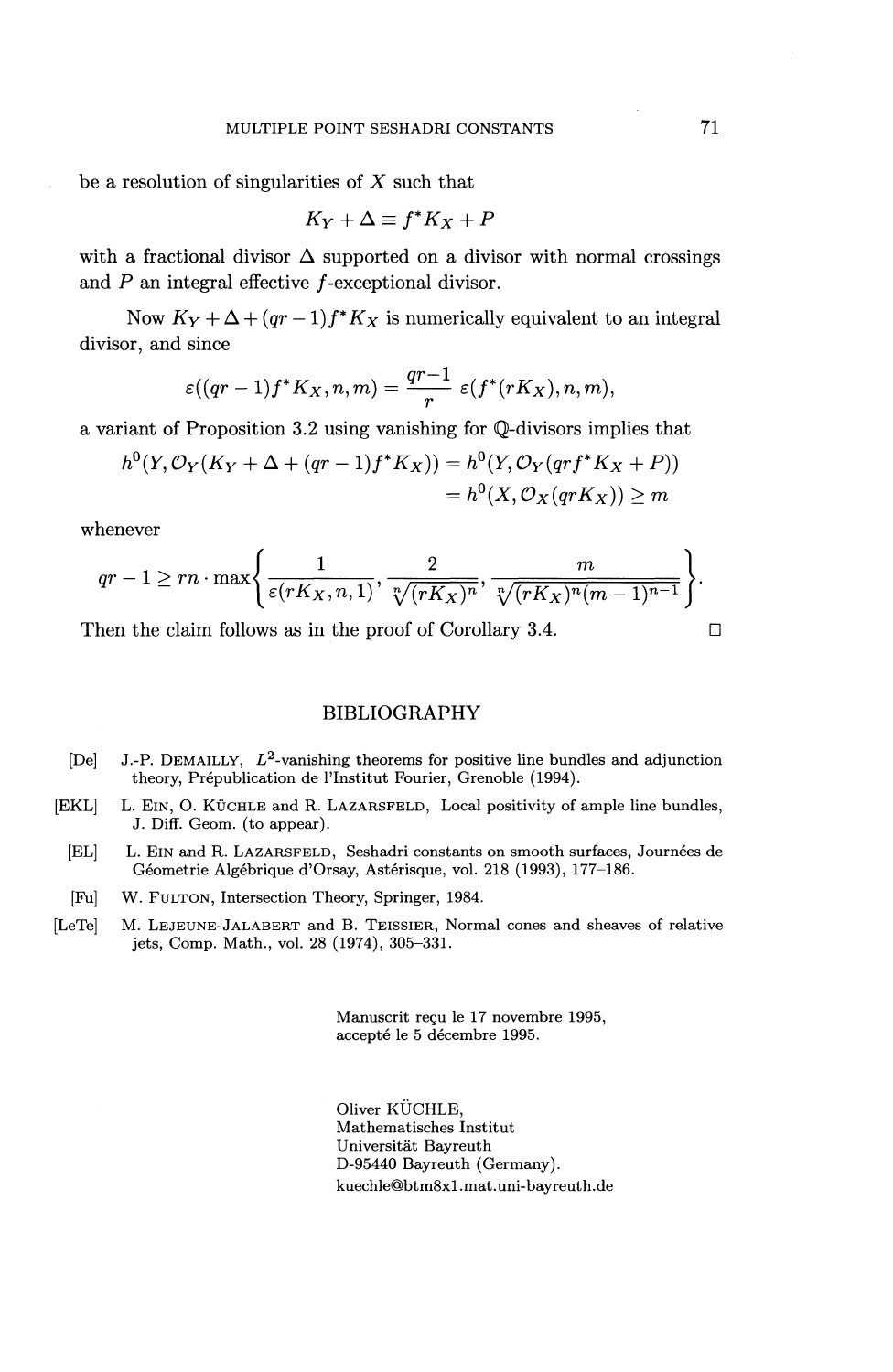be a resolution of singularities of $X$ such that

$$K_Y + \Delta \equiv f^*K_X + P$$

with a fractional divisor $\Delta$ supported on a divisor with normal crossings and $P$ an integral effective $f$-exceptional divisor.

Now $K_Y + \Delta + (qr-1)f^*K_X$ is numerically equivalent to an integral divisor, and since

$$\varepsilon((qr-1)f^*K_X, n, m) = \frac{qr-1}{r}\,\varepsilon(f^*(rK_X), n, m),$$

a variant of Proposition 3.2 using vanishing for $\mathbb{Q}$-divisors implies that

$$\begin{aligned} h^0(Y, \mathcal{O}_Y(K_Y + \Delta + (qr-1)f^*K_X)) &= h^0(Y, \mathcal{O}_Y(qrf^*K_X + P)) \\ &= h^0(X, \mathcal{O}_X(qrK_X)) \geq m \end{aligned}$$

whenever

$$qr - 1 \geq rn \cdot \max\left\{\frac{1}{\varepsilon(rK_X, n, 1)}, \frac{2}{\sqrt[n]{(rK_X)^n}}, \frac{m}{\sqrt[n]{(rK_X)^n(m-1)^{n-1}}}\right\}.$$

Then the claim follows as in the proof of Corollary 3.4. □

## BIBLIOGRAPHY

[De] J.-P. DEMAILLY, $L^2$-vanishing theorems for positive line bundles and adjunction theory, Prépublication de l'Institut Fourier, Grenoble (1994).

[EKL] L. EIN, O. KÜCHLE and R. LAZARSFELD, Local positivity of ample line bundles, J. Diff. Geom. (to appear).

[EL] L. EIN and R. LAZARSFELD, Seshadri constants on smooth surfaces, Journées de Géometrie Algébrique d'Orsay, Astérisque, vol. 218 (1993), 177–186.

[Fu] W. FULTON, Intersection Theory, Springer, 1984.

[LeTe] M. LEJEUNE-JALABERT and B. TEISSIER, Normal cones and sheaves of relative jets, Comp. Math., vol. 28 (1974), 305–331.

Manuscrit reçu le 17 novembre 1995,
accepté le 5 décembre 1995.

Oliver KÜCHLE,
Mathematisches Institut
Universität Bayreuth
D-95440 Bayreuth (Germany).
kuechle@btm8x1.mat.uni-bayreuth.de